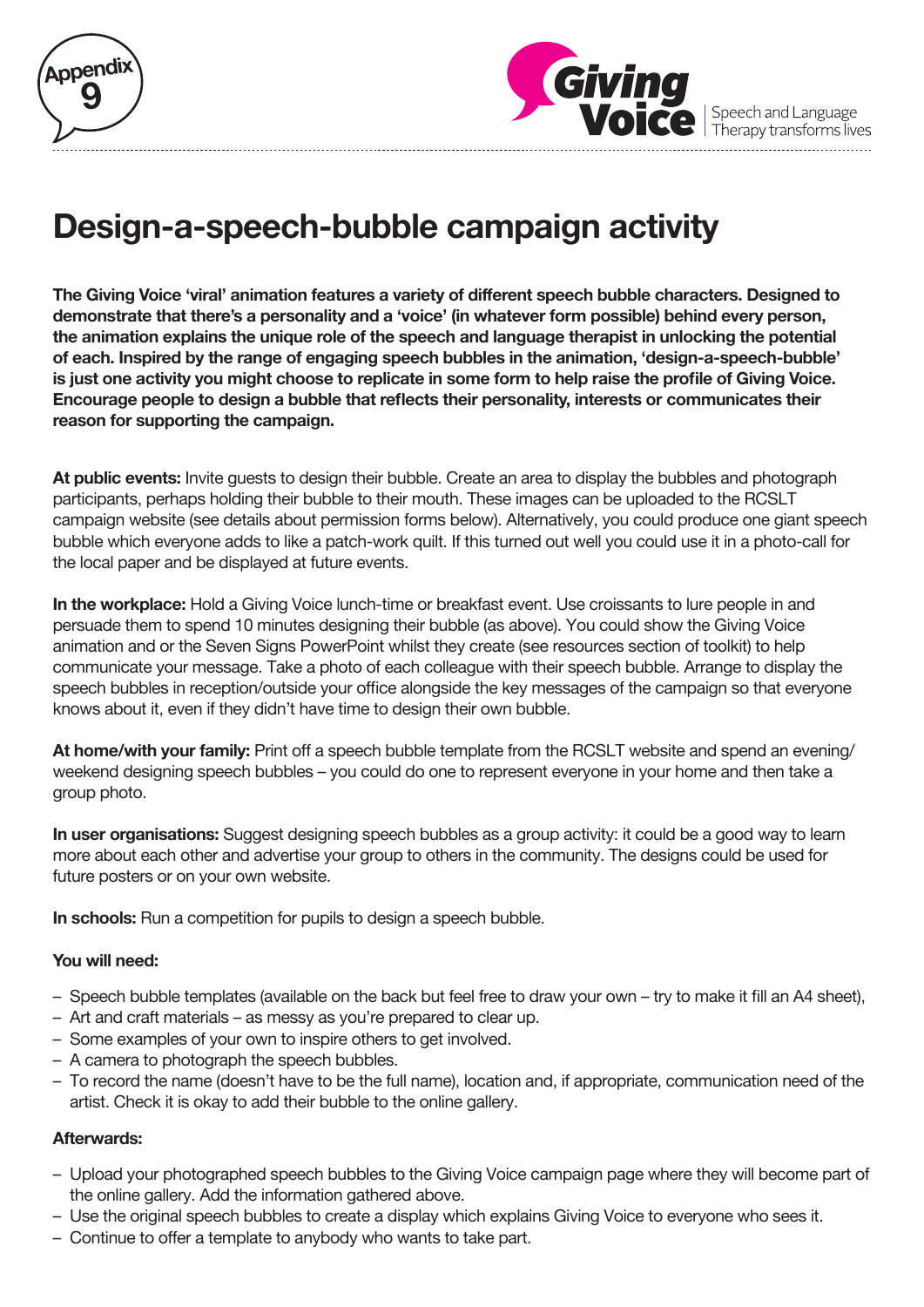Appendix 9

**Giving Voice** Speech and Language Therapy transforms lives

# Design-a-speech-bubble campaign activity

**The Giving Voice 'viral' animation features a variety of different speech bubble characters. Designed to demonstrate that there's a personality and a 'voice' (in whatever form possible) behind every person, the animation explains the unique role of the speech and language therapist in unlocking the potential of each. Inspired by the range of engaging speech bubbles in the animation, 'design-a-speech-bubble' is just one activity you might choose to replicate in some form to help raise the profile of Giving Voice. Encourage people to design a bubble that reflects their personality, interests or communicates their reason for supporting the campaign.**

**At public events:** Invite guests to design their bubble. Create an area to display the bubbles and photograph participants, perhaps holding their bubble to their mouth. These images can be uploaded to the RCSLT campaign website (see details about permission forms below). Alternatively, you could produce one giant speech bubble which everyone adds to like a patch-work quilt. If this turned out well you could use it in a photo-call for the local paper and be displayed at future events.

**In the workplace:** Hold a Giving Voice lunch-time or breakfast event. Use croissants to lure people in and persuade them to spend 10 minutes designing their bubble (as above). You could show the Giving Voice animation and or the Seven Signs PowerPoint whilst they create (see resources section of toolkit) to help communicate your message. Take a photo of each colleague with their speech bubble. Arrange to display the speech bubbles in reception/outside your office alongside the key messages of the campaign so that everyone knows about it, even if they didn't have time to design their own bubble.

**At home/with your family:** Print off a speech bubble template from the RCSLT website and spend an evening/ weekend designing speech bubbles – you could do one to represent everyone in your home and then take a group photo.

**In user organisations:** Suggest designing speech bubbles as a group activity: it could be a good way to learn more about each other and advertise your group to others in the community. The designs could be used for future posters or on your own website.

**In schools:** Run a competition for pupils to design a speech bubble.

**You will need:**

- Speech bubble templates (available on the back but feel free to draw your own – try to make it fill an A4 sheet),
- Art and craft materials – as messy as you're prepared to clear up.
- Some examples of your own to inspire others to get involved.
- A camera to photograph the speech bubbles.
- To record the name (doesn't have to be the full name), location and, if appropriate, communication need of the artist. Check it is okay to add their bubble to the online gallery.

**Afterwards:**

- Upload your photographed speech bubbles to the Giving Voice campaign page where they will become part of the online gallery. Add the information gathered above.
- Use the original speech bubbles to create a display which explains Giving Voice to everyone who sees it.
- Continue to offer a template to anybody who wants to take part.